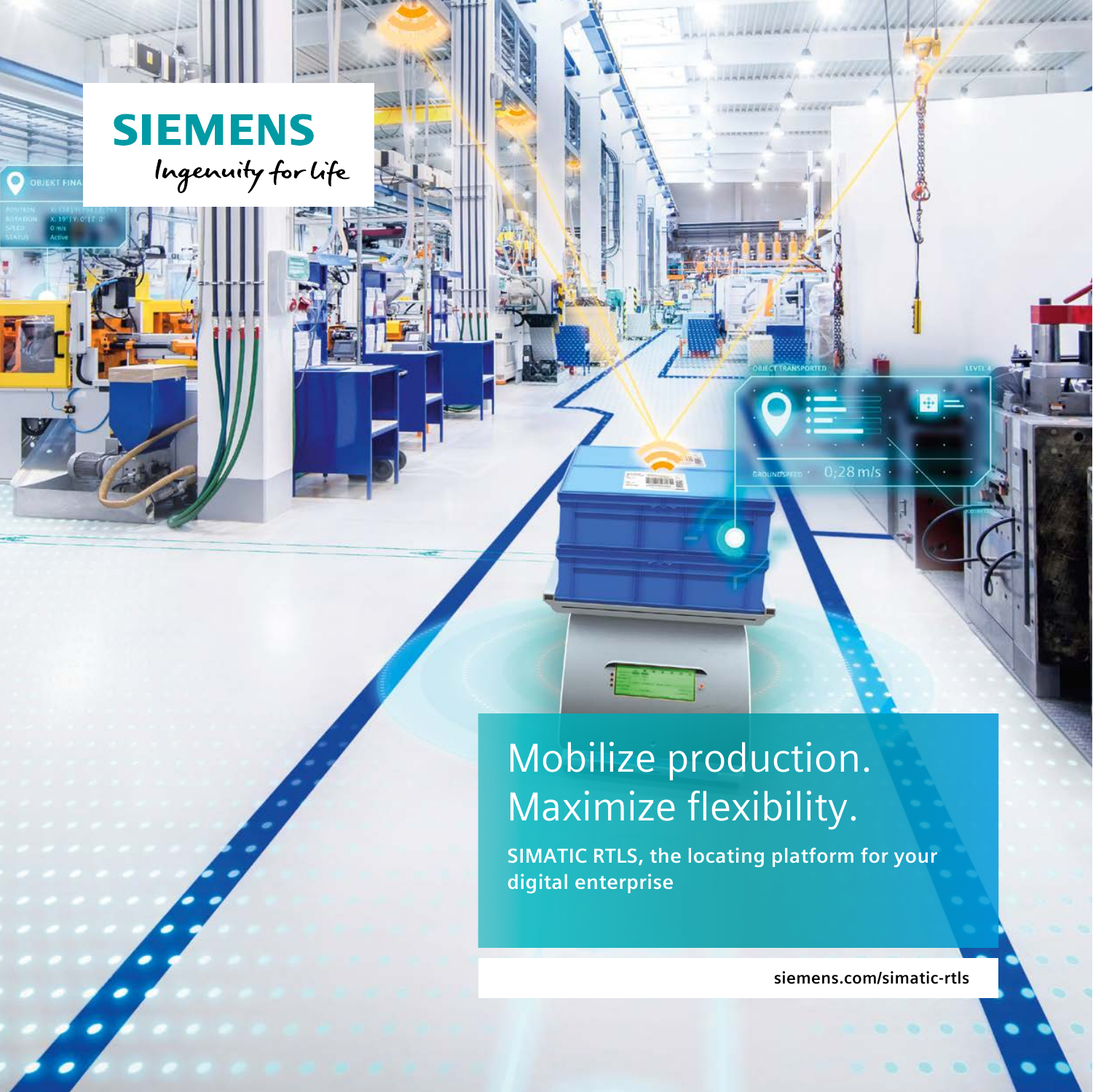**SIEMENS**

*Ingenuity for life*

# Mobilize production. Maximize flexibility.

**SIMATIC RTLS, the locating platform for your digital enterprise**

**siemens.com/simatic-rtls**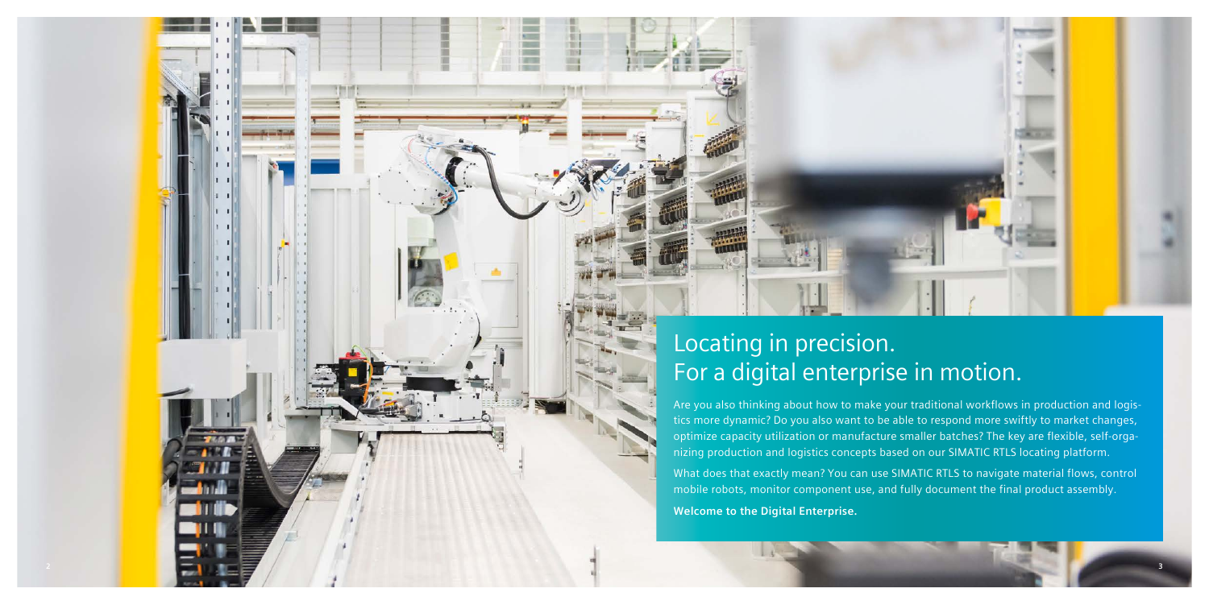# Locating in precision. For a digital enterprise in motion.

Are you also thinking about how to make your traditional workflows in production and logistics more dynamic? Do you also want to be able to respond more swiftly to market changes, optimize capacity utilization or manufacture smaller batches? The key are flexible, self-organizing production and logistics concepts based on our SIMATIC RTLS locating platform.

What does that exactly mean? You can use SIMATIC RTLS to navigate material flows, control mobile robots, monitor component use, and fully document the final product assembly.

**Welcome to the Digital Enterprise.**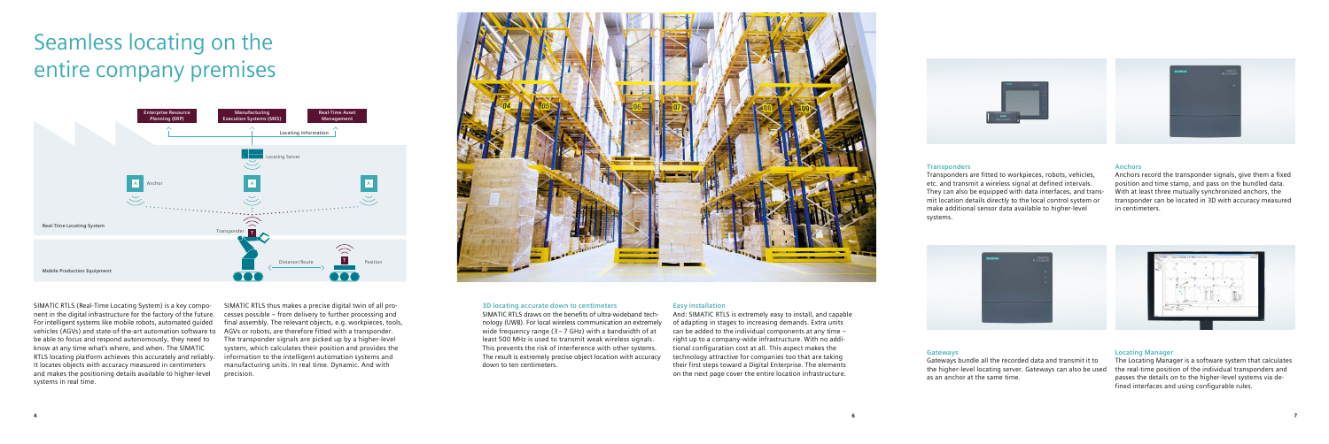# Seamless locating on the entire company premises

SIMATIC RTLS (Real-Time Locating System) is a key component in the digital infrastructure for the factory of the future. For intelligent systems like mobile robots, automated guided vehicles (AGVs) and state-of-the-art automation software to be able to focus and respond autonomously, they need to know at any time what's where, and when. The SIMATIC RTLS locating platform achieves this accurately and reliably. It locates objects with accuracy measured in centimeters and makes the positioning details available to higher-level systems in real time.

SIMATIC RTLS thus makes a precise digital twin of all processes possible – from delivery to further processing and final assembly. The relevant objects, e.g. workpieces, tools, AGVs or robots, are therefore fitted with a transponder. The transponder signals are picked up by a higher-level system, which calculates their position and provides the information to the intelligent automation systems and manufacturing units. In real time. Dynamic. And with precision.

### 3D locating accurate down to centimeters

SIMATIC RTLS draws on the benefits of ultra-wideband technology (UWB). For local wireless communication an extremely wide frequency range (3 – 7 GHz) with a bandwidth of at least 500 MHz is used to transmit weak wireless signals. This prevents the risk of interference with other systems. The result is extremely precise object location with accuracy down to ten centimeters.

### Easy installation

And: SIMATIC RTLS is extremely easy to install, and capable of adapting in stages to increasing demands. Extra units can be added to the individual components at any time – right up to a company-wide infrastructure. With no additional configuration cost at all. This aspect makes the technology attractive for companies too that are taking their first steps toward a Digital Enterprise. The elements on the next page cover the entire location infrastructure.

### Transponders

Transponders are fitted to workpieces, robots, vehicles, etc. and transmit a wireless signal at defined intervals. They can also be equipped with data interfaces, and transmit location details directly to the local control system or make additional sensor data available to higher-level systems.

### Anchors

Anchors record the transponder signals, give them a fixed position and time stamp, and pass on the bundled data. With at least three mutually synchronized anchors, the transponder can be located in 3D with accuracy measured in centimeters.

### Gateways

Gateways bundle all the recorded data and transmit it to the higher-level locating server. Gateways can also be used as an anchor at the same time.

### Locating Manager

The Locating Manager is a software system that calculates the real-time position of the individual transponders and passes the details on to the higher-level systems via defined interfaces and using configurable rules.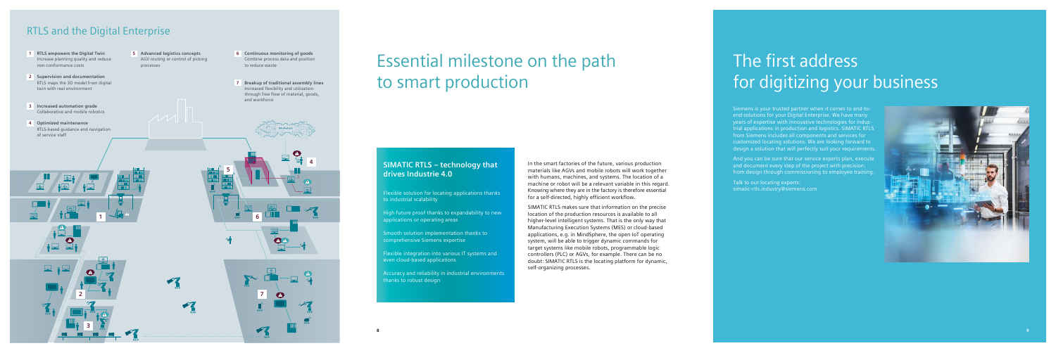## RTLS and the Digital Enterprise

1. **RTLS empowers the Digital Twin**
   Increase planning quality and reduce non-conformance costs
2. **Supervision and documentation**
   RTLS maps the 3D model from digital twin with real environment
3. **Increased automation grade**
   Collaborative and mobile robotics
4. **Optimized maintenance**
   RTLS-based guidance and navigation of service staff
5. **Advanced logistics concepts**
   AGV routing or control of picking processes
6. **Continuous monitoring of goods**
   Combine process data and position to reduce waste
7. **Breakup of traditional assembly lines**
   Increased flexibility and utilization through free flow of material, goods, and workforce

# Essential milestone on the path to smart production

### SIMATIC RTLS – technology that drives Industrie 4.0

Flexible solution for locating applications thanks to industrial scalability

High future proof thanks to expandability to new applications or operating areas

Smooth solution implementation thanks to comprehensive Siemens expertise

Flexible integration into various IT systems and even cloud-based applications

Accuracy and reliability in industrial environments thanks to robust design

In the smart factories of the future, various production materials like AGVs and mobile robots will work together with humans, machines, and systems. The location of a machine or robot will be a relevant variable in this regard. Knowing where they are in the factory is therefore essential for a self-directed, highly efficient workflow.

SIMATIC RTLS makes sure that information on the precise location of the production resources is available to all higher-level intelligent systems. That is the only way that Manufacturing Execution Systems (MES) or cloud-based applications, e.g. in MindSphere, the open IoT operating system, will be able to trigger dynamic commands for target systems like mobile robots, programmable logic controllers (PLC) or AGVs, for example. There can be no doubt: SIMATIC RTLS is the locating platform for dynamic, self-organizing processes.

# The first address for digitizing your business

Siemens is your trusted partner when it comes to end-to-end solutions for your Digital Enterprise. We have many years of expertise with innovative technologies for industrial applications in production and logistics. SIMATIC RTLS from Siemens includes all components and services for customized locating solutions. We are looking forward to design a solution that will perfectly suit your requirements.

And you can be sure that our service experts plan, execute and document every step of the project with precision: from design through commissioning to employee training.

Talk to our locating experts:
simatic-rtls.industry@siemens.com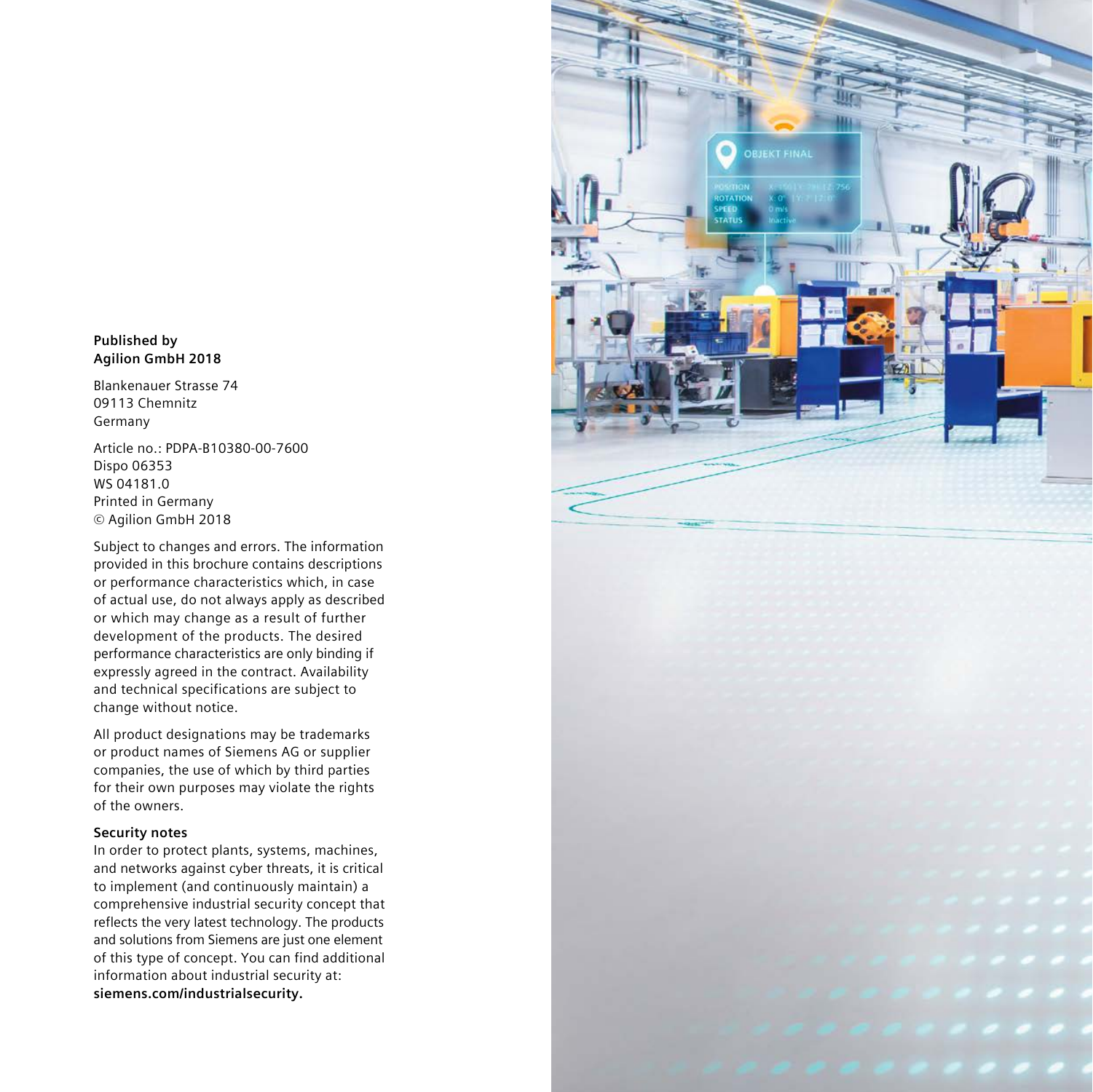**Published by**
**Agilion GmbH 2018**

Blankenauer Strasse 74
09113 Chemnitz
Germany

Article no.: PDPA-B10380-00-7600
Dispo 06353
WS 04181.0
Printed in Germany
© Agilion GmbH 2018

Subject to changes and errors. The information provided in this brochure contains descriptions or performance characteristics which, in case of actual use, do not always apply as described or which may change as a result of further development of the products. The desired performance characteristics are only binding if expressly agreed in the contract. Availability and technical specifications are subject to change without notice.

All product designations may be trademarks or product names of Siemens AG or supplier companies, the use of which by third parties for their own purposes may violate the rights of the owners.

**Security notes**
In order to protect plants, systems, machines, and networks against cyber threats, it is critical to implement (and continuously maintain) a comprehensive industrial security concept that reflects the very latest technology. The products and solutions from Siemens are just one element of this type of concept. You can find additional information about industrial security at:
**siemens.com/industrialsecurity.**